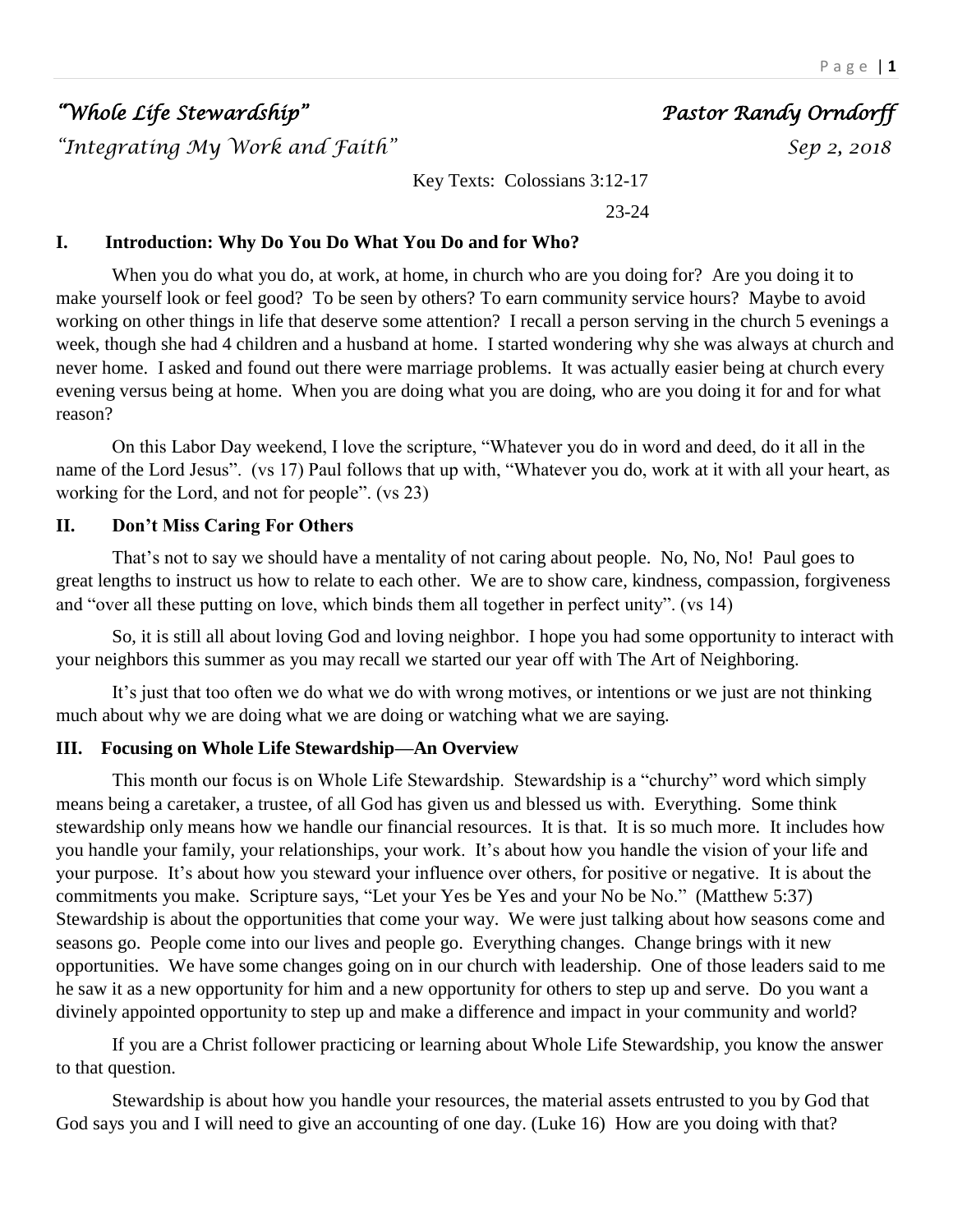*"Whole Life Stewardship"* *Pastor Randy Orndorff*

*"Integrating My Work and Faith"* *Sep 2, 2018*

Key Texts: Colossians 3:12-17

23-24

## I. Introduction: Why Do You Do What You Do and for Who?

When you do what you do, at work, at home, in church who are you doing for? Are you doing it to make yourself look or feel good? To be seen by others? To earn community service hours? Maybe to avoid working on other things in life that deserve some attention? I recall a person serving in the church 5 evenings a week, though she had 4 children and a husband at home. I started wondering why she was always at church and never home. I asked and found out there were marriage problems. It was actually easier being at church every evening versus being at home. When you are doing what you are doing, who are you doing it for and for what reason?

On this Labor Day weekend, I love the scripture, "Whatever you do in word and deed, do it all in the name of the Lord Jesus". (vs 17) Paul follows that up with, "Whatever you do, work at it with all your heart, as working for the Lord, and not for people". (vs 23)

## II. Don't Miss Caring For Others

That's not to say we should have a mentality of not caring about people. No, No, No! Paul goes to great lengths to instruct us how to relate to each other. We are to show care, kindness, compassion, forgiveness and "over all these putting on love, which binds them all together in perfect unity". (vs 14)

So, it is still all about loving God and loving neighbor. I hope you had some opportunity to interact with your neighbors this summer as you may recall we started our year off with The Art of Neighboring.

It's just that too often we do what we do with wrong motives, or intentions or we just are not thinking much about why we are doing what we are doing or watching what we are saying.

## III. Focusing on Whole Life Stewardship—An Overview

This month our focus is on Whole Life Stewardship. Stewardship is a "churchy" word which simply means being a caretaker, a trustee, of all God has given us and blessed us with. Everything. Some think stewardship only means how we handle our financial resources. It is that. It is so much more. It includes how you handle your family, your relationships, your work. It's about how you handle the vision of your life and your purpose. It's about how you steward your influence over others, for positive or negative. It is about the commitments you make. Scripture says, "Let your Yes be Yes and your No be No." (Matthew 5:37) Stewardship is about the opportunities that come your way. We were just talking about how seasons come and seasons go. People come into our lives and people go. Everything changes. Change brings with it new opportunities. We have some changes going on in our church with leadership. One of those leaders said to me he saw it as a new opportunity for him and a new opportunity for others to step up and serve. Do you want a divinely appointed opportunity to step up and make a difference and impact in your community and world?

If you are a Christ follower practicing or learning about Whole Life Stewardship, you know the answer to that question.

Stewardship is about how you handle your resources, the material assets entrusted to you by God that God says you and I will need to give an accounting of one day. (Luke 16) How are you doing with that?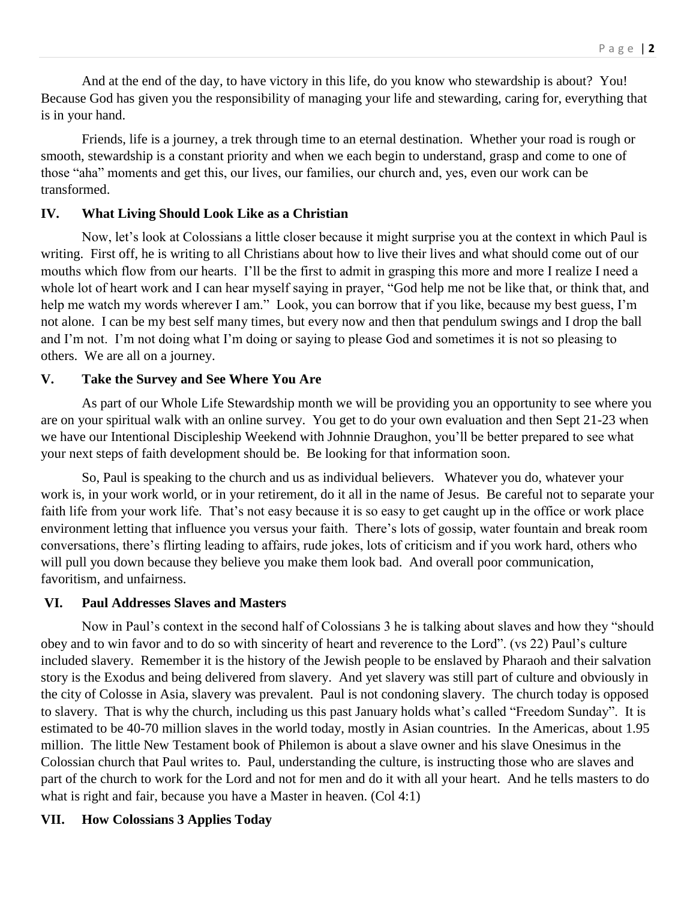And at the end of the day, to have victory in this life, do you know who stewardship is about? You! Because God has given you the responsibility of managing your life and stewarding, caring for, everything that is in your hand.

Friends, life is a journey, a trek through time to an eternal destination. Whether your road is rough or smooth, stewardship is a constant priority and when we each begin to understand, grasp and come to one of those "aha" moments and get this, our lives, our families, our church and, yes, even our work can be transformed.

## IV. What Living Should Look Like as a Christian

Now, let's look at Colossians a little closer because it might surprise you at the context in which Paul is writing. First off, he is writing to all Christians about how to live their lives and what should come out of our mouths which flow from our hearts. I'll be the first to admit in grasping this more and more I realize I need a whole lot of heart work and I can hear myself saying in prayer, "God help me not be like that, or think that, and help me watch my words wherever I am." Look, you can borrow that if you like, because my best guess, I'm not alone. I can be my best self many times, but every now and then that pendulum swings and I drop the ball and I'm not. I'm not doing what I'm doing or saying to please God and sometimes it is not so pleasing to others. We are all on a journey.

## V. Take the Survey and See Where You Are

As part of our Whole Life Stewardship month we will be providing you an opportunity to see where you are on your spiritual walk with an online survey. You get to do your own evaluation and then Sept 21-23 when we have our Intentional Discipleship Weekend with Johnnie Draughon, you'll be better prepared to see what your next steps of faith development should be. Be looking for that information soon.

So, Paul is speaking to the church and us as individual believers. Whatever you do, whatever your work is, in your work world, or in your retirement, do it all in the name of Jesus. Be careful not to separate your faith life from your work life. That's not easy because it is so easy to get caught up in the office or work place environment letting that influence you versus your faith. There's lots of gossip, water fountain and break room conversations, there's flirting leading to affairs, rude jokes, lots of criticism and if you work hard, others who will pull you down because they believe you make them look bad. And overall poor communication, favoritism, and unfairness.

## VI. Paul Addresses Slaves and Masters

Now in Paul's context in the second half of Colossians 3 he is talking about slaves and how they "should obey and to win favor and to do so with sincerity of heart and reverence to the Lord". (vs 22) Paul's culture included slavery. Remember it is the history of the Jewish people to be enslaved by Pharaoh and their salvation story is the Exodus and being delivered from slavery. And yet slavery was still part of culture and obviously in the city of Colosse in Asia, slavery was prevalent. Paul is not condoning slavery. The church today is opposed to slavery. That is why the church, including us this past January holds what's called "Freedom Sunday". It is estimated to be 40-70 million slaves in the world today, mostly in Asian countries. In the Americas, about 1.95 million. The little New Testament book of Philemon is about a slave owner and his slave Onesimus in the Colossian church that Paul writes to. Paul, understanding the culture, is instructing those who are slaves and part of the church to work for the Lord and not for men and do it with all your heart. And he tells masters to do what is right and fair, because you have a Master in heaven. (Col 4:1)

## VII. How Colossians 3 Applies Today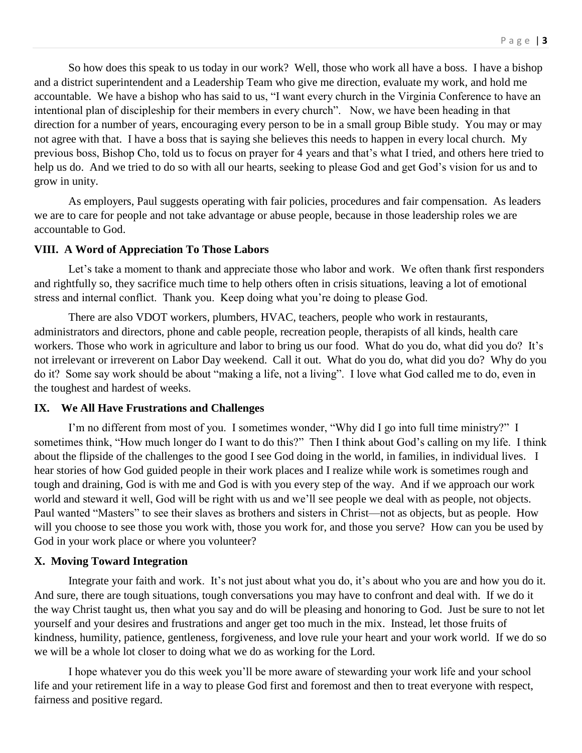So how does this speak to us today in our work? Well, those who work all have a boss. I have a bishop and a district superintendent and a Leadership Team who give me direction, evaluate my work, and hold me accountable. We have a bishop who has said to us, "I want every church in the Virginia Conference to have an intentional plan of discipleship for their members in every church". Now, we have been heading in that direction for a number of years, encouraging every person to be in a small group Bible study. You may or may not agree with that. I have a boss that is saying she believes this needs to happen in every local church. My previous boss, Bishop Cho, told us to focus on prayer for 4 years and that's what I tried, and others here tried to help us do. And we tried to do so with all our hearts, seeking to please God and get God's vision for us and to grow in unity.

As employers, Paul suggests operating with fair policies, procedures and fair compensation. As leaders we are to care for people and not take advantage or abuse people, because in those leadership roles we are accountable to God.

### VIII. A Word of Appreciation To Those Labors

Let's take a moment to thank and appreciate those who labor and work. We often thank first responders and rightfully so, they sacrifice much time to help others often in crisis situations, leaving a lot of emotional stress and internal conflict. Thank you. Keep doing what you're doing to please God.

There are also VDOT workers, plumbers, HVAC, teachers, people who work in restaurants, administrators and directors, phone and cable people, recreation people, therapists of all kinds, health care workers. Those who work in agriculture and labor to bring us our food. What do you do, what did you do? It's not irrelevant or irreverent on Labor Day weekend. Call it out. What do you do, what did you do? Why do you do it? Some say work should be about "making a life, not a living". I love what God called me to do, even in the toughest and hardest of weeks.

### IX. We All Have Frustrations and Challenges

I'm no different from most of you. I sometimes wonder, "Why did I go into full time ministry?" I sometimes think, "How much longer do I want to do this?" Then I think about God's calling on my life. I think about the flipside of the challenges to the good I see God doing in the world, in families, in individual lives. I hear stories of how God guided people in their work places and I realize while work is sometimes rough and tough and draining, God is with me and God is with you every step of the way. And if we approach our work world and steward it well, God will be right with us and we'll see people we deal with as people, not objects. Paul wanted "Masters" to see their slaves as brothers and sisters in Christ—not as objects, but as people. How will you choose to see those you work with, those you work for, and those you serve? How can you be used by God in your work place or where you volunteer?

### X. Moving Toward Integration

Integrate your faith and work. It's not just about what you do, it's about who you are and how you do it. And sure, there are tough situations, tough conversations you may have to confront and deal with. If we do it the way Christ taught us, then what you say and do will be pleasing and honoring to God. Just be sure to not let yourself and your desires and frustrations and anger get too much in the mix. Instead, let those fruits of kindness, humility, patience, gentleness, forgiveness, and love rule your heart and your work world. If we do so we will be a whole lot closer to doing what we do as working for the Lord.

I hope whatever you do this week you'll be more aware of stewarding your work life and your school life and your retirement life in a way to please God first and foremost and then to treat everyone with respect, fairness and positive regard.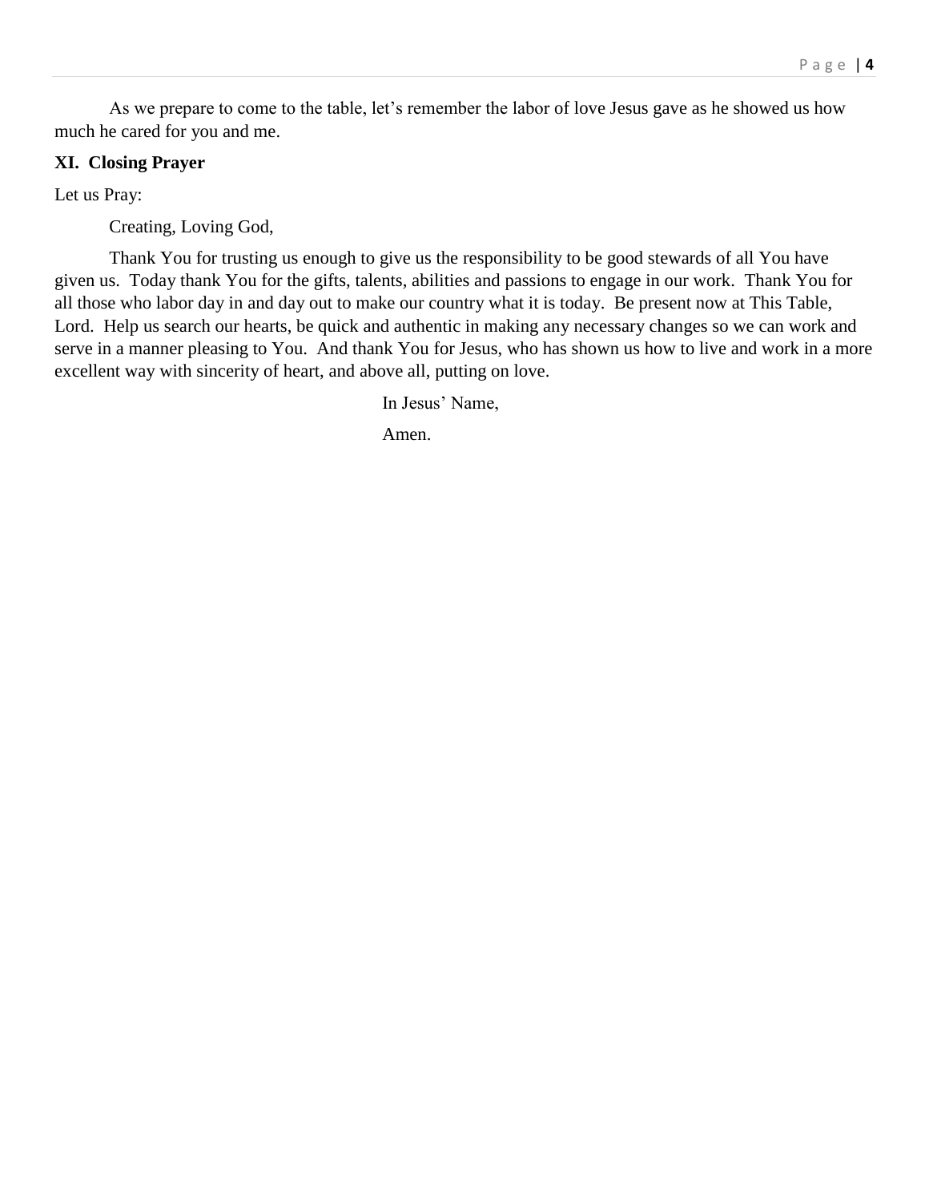As we prepare to come to the table, let's remember the labor of love Jesus gave as he showed us how much he cared for you and me.

**XI. Closing Prayer**

Let us Pray:

Creating, Loving God,

Thank You for trusting us enough to give us the responsibility to be good stewards of all You have given us. Today thank You for the gifts, talents, abilities and passions to engage in our work. Thank You for all those who labor day in and day out to make our country what it is today. Be present now at This Table, Lord. Help us search our hearts, be quick and authentic in making any necessary changes so we can work and serve in a manner pleasing to You. And thank You for Jesus, who has shown us how to live and work in a more excellent way with sincerity of heart, and above all, putting on love.

In Jesus' Name,

Amen.